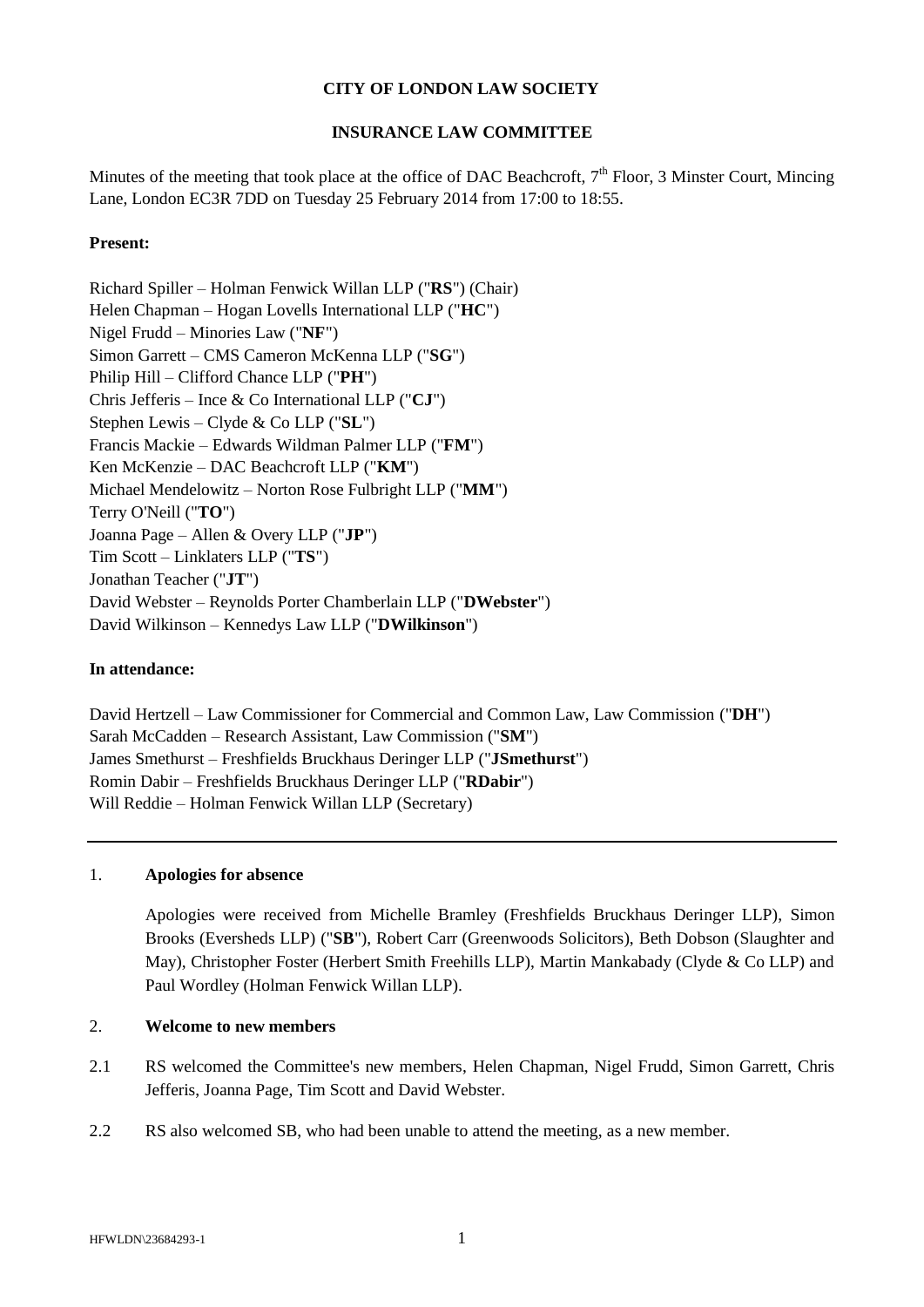**CITY OF LONDON LAW SOCIETY**

**INSURANCE LAW COMMITTEE**

Minutes of the meeting that took place at the office of DAC Beachcroft, 7th Floor, 3 Minster Court, Mincing Lane, London EC3R 7DD on Tuesday 25 February 2014 from 17:00 to 18:55.

**Present:**

Richard Spiller – Holman Fenwick Willan LLP ("**RS**") (Chair)
Helen Chapman – Hogan Lovells International LLP ("**HC**")
Nigel Frudd – Minories Law ("**NF**")
Simon Garrett – CMS Cameron McKenna LLP ("**SG**")
Philip Hill – Clifford Chance LLP ("**PH**")
Chris Jefferis – Ince & Co International LLP ("**CJ**")
Stephen Lewis – Clyde & Co LLP ("**SL**")
Francis Mackie – Edwards Wildman Palmer LLP ("**FM**")
Ken McKenzie – DAC Beachcroft LLP ("**KM**")
Michael Mendelowitz – Norton Rose Fulbright LLP ("**MM**")
Terry O'Neill ("**TO**")
Joanna Page – Allen & Overy LLP ("**JP**")
Tim Scott – Linklaters LLP ("**TS**")
Jonathan Teacher ("**JT**")
David Webster – Reynolds Porter Chamberlain LLP ("**DWebster**")
David Wilkinson – Kennedys Law LLP ("**DWilkinson**")

**In attendance:**

David Hertzell – Law Commissioner for Commercial and Common Law, Law Commission ("**DH**")
Sarah McCadden – Research Assistant, Law Commission ("**SM**")
James Smethurst – Freshfields Bruckhaus Deringer LLP ("**JSmethurst**")
Romin Dabir – Freshfields Bruckhaus Deringer LLP ("**RDabir**")
Will Reddie – Holman Fenwick Willan LLP (Secretary)

---

1. **Apologies for absence**

   Apologies were received from Michelle Bramley (Freshfields Bruckhaus Deringer LLP), Simon Brooks (Eversheds LLP) ("**SB**"), Robert Carr (Greenwoods Solicitors), Beth Dobson (Slaughter and May), Christopher Foster (Herbert Smith Freehills LLP), Martin Mankabady (Clyde & Co LLP) and Paul Wordley (Holman Fenwick Willan LLP).

2. **Welcome to new members**

2.1 RS welcomed the Committee's new members, Helen Chapman, Nigel Frudd, Simon Garrett, Chris Jefferis, Joanna Page, Tim Scott and David Webster.

2.2 RS also welcomed SB, who had been unable to attend the meeting, as a new member.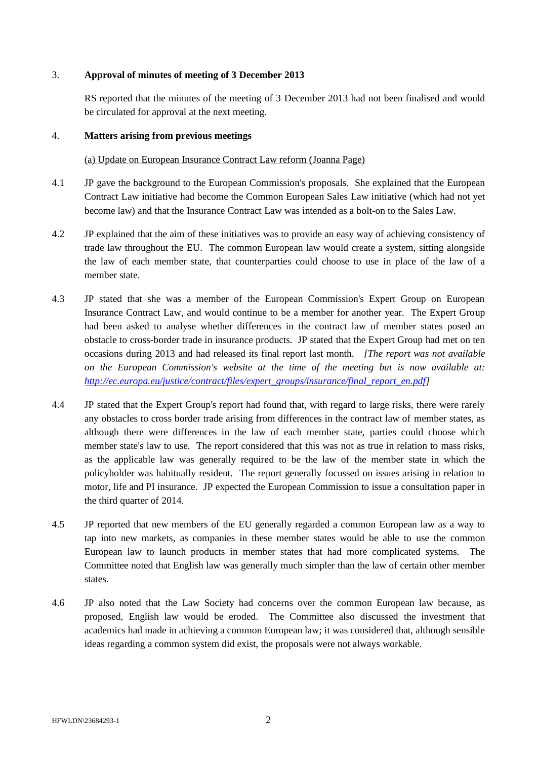3. **Approval of minutes of meeting of 3 December 2013**

RS reported that the minutes of the meeting of 3 December 2013 had not been finalised and would be circulated for approval at the next meeting.

4. **Matters arising from previous meetings**

(a) Update on European Insurance Contract Law reform (Joanna Page)

4.1 JP gave the background to the European Commission's proposals. She explained that the European Contract Law initiative had become the Common European Sales Law initiative (which had not yet become law) and that the Insurance Contract Law was intended as a bolt-on to the Sales Law.

4.2 JP explained that the aim of these initiatives was to provide an easy way of achieving consistency of trade law throughout the EU. The common European law would create a system, sitting alongside the law of each member state, that counterparties could choose to use in place of the law of a member state.

4.3 JP stated that she was a member of the European Commission's Expert Group on European Insurance Contract Law, and would continue to be a member for another year. The Expert Group had been asked to analyse whether differences in the contract law of member states posed an obstacle to cross-border trade in insurance products. JP stated that the Expert Group had met on ten occasions during 2013 and had released its final report last month. *[The report was not available on the European Commission's website at the time of the meeting but is now available at: http://ec.europa.eu/justice/contract/files/expert_groups/insurance/final_report_en.pdf]*

4.4 JP stated that the Expert Group's report had found that, with regard to large risks, there were rarely any obstacles to cross border trade arising from differences in the contract law of member states, as although there were differences in the law of each member state, parties could choose which member state's law to use. The report considered that this was not as true in relation to mass risks, as the applicable law was generally required to be the law of the member state in which the policyholder was habitually resident. The report generally focussed on issues arising in relation to motor, life and PI insurance. JP expected the European Commission to issue a consultation paper in the third quarter of 2014.

4.5 JP reported that new members of the EU generally regarded a common European law as a way to tap into new markets, as companies in these member states would be able to use the common European law to launch products in member states that had more complicated systems. The Committee noted that English law was generally much simpler than the law of certain other member states.

4.6 JP also noted that the Law Society had concerns over the common European law because, as proposed, English law would be eroded. The Committee also discussed the investment that academics had made in achieving a common European law; it was considered that, although sensible ideas regarding a common system did exist, the proposals were not always workable.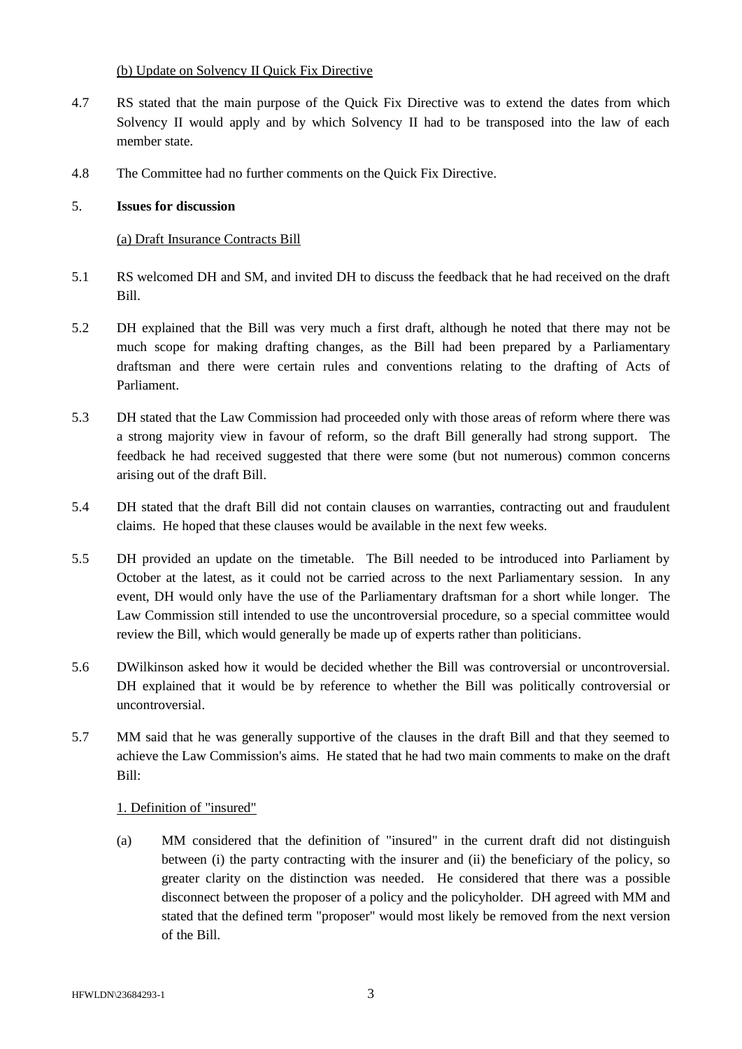(b) Update on Solvency II Quick Fix Directive

4.7 RS stated that the main purpose of the Quick Fix Directive was to extend the dates from which Solvency II would apply and by which Solvency II had to be transposed into the law of each member state.

4.8 The Committee had no further comments on the Quick Fix Directive.

5. **Issues for discussion**

(a) Draft Insurance Contracts Bill

5.1 RS welcomed DH and SM, and invited DH to discuss the feedback that he had received on the draft Bill.

5.2 DH explained that the Bill was very much a first draft, although he noted that there may not be much scope for making drafting changes, as the Bill had been prepared by a Parliamentary draftsman and there were certain rules and conventions relating to the drafting of Acts of Parliament.

5.3 DH stated that the Law Commission had proceeded only with those areas of reform where there was a strong majority view in favour of reform, so the draft Bill generally had strong support. The feedback he had received suggested that there were some (but not numerous) common concerns arising out of the draft Bill.

5.4 DH stated that the draft Bill did not contain clauses on warranties, contracting out and fraudulent claims. He hoped that these clauses would be available in the next few weeks.

5.5 DH provided an update on the timetable. The Bill needed to be introduced into Parliament by October at the latest, as it could not be carried across to the next Parliamentary session. In any event, DH would only have the use of the Parliamentary draftsman for a short while longer. The Law Commission still intended to use the uncontroversial procedure, so a special committee would review the Bill, which would generally be made up of experts rather than politicians.

5.6 DWilkinson asked how it would be decided whether the Bill was controversial or uncontroversial. DH explained that it would be by reference to whether the Bill was politically controversial or uncontroversial.

5.7 MM said that he was generally supportive of the clauses in the draft Bill and that they seemed to achieve the Law Commission's aims. He stated that he had two main comments to make on the draft Bill:

1. Definition of "insured"

(a) MM considered that the definition of "insured" in the current draft did not distinguish between (i) the party contracting with the insurer and (ii) the beneficiary of the policy, so greater clarity on the distinction was needed. He considered that there was a possible disconnect between the proposer of a policy and the policyholder. DH agreed with MM and stated that the defined term "proposer" would most likely be removed from the next version of the Bill.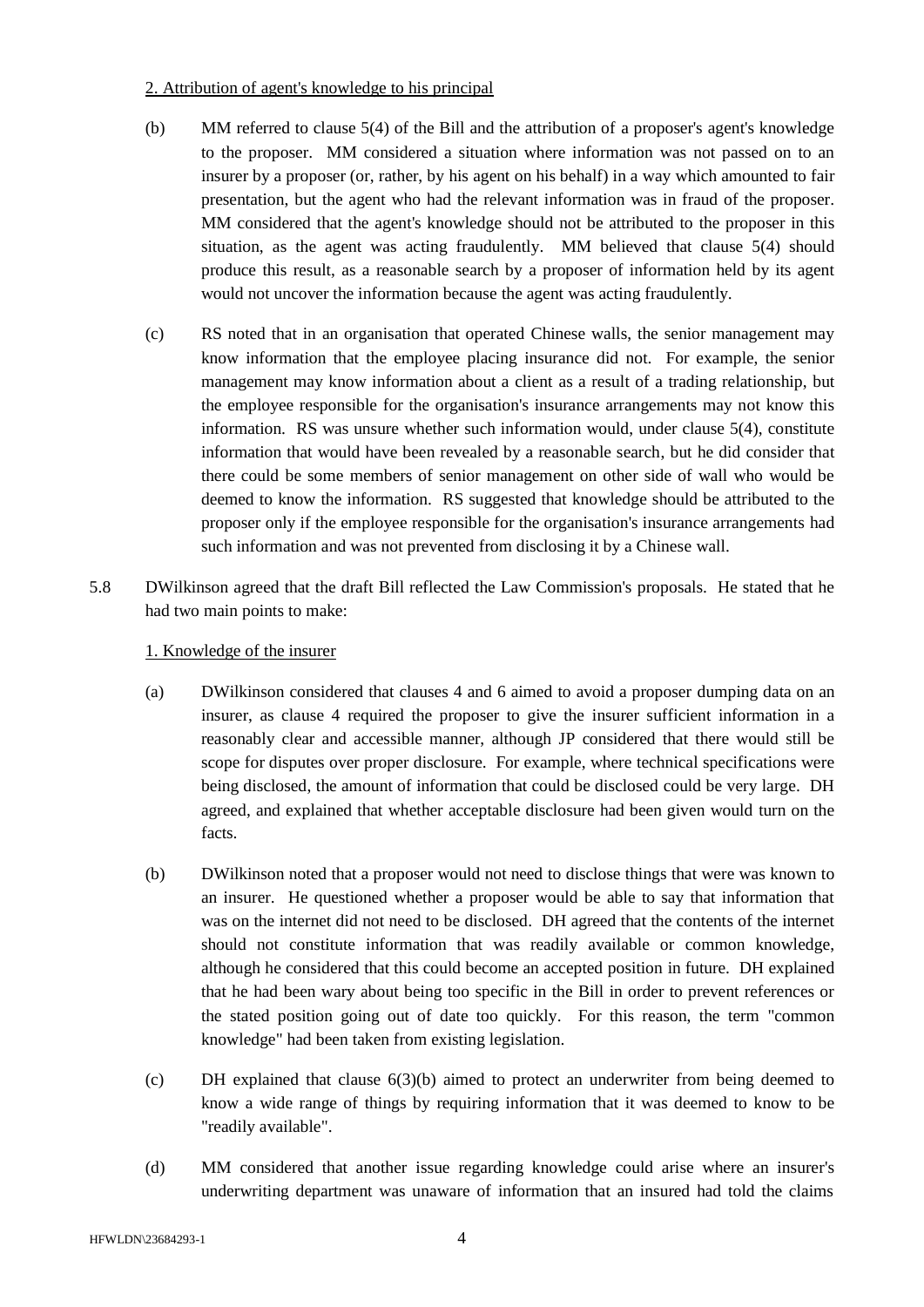2. Attribution of agent's knowledge to his principal

(b) MM referred to clause 5(4) of the Bill and the attribution of a proposer's agent's knowledge to the proposer. MM considered a situation where information was not passed on to an insurer by a proposer (or, rather, by his agent on his behalf) in a way which amounted to fair presentation, but the agent who had the relevant information was in fraud of the proposer. MM considered that the agent's knowledge should not be attributed to the proposer in this situation, as the agent was acting fraudulently. MM believed that clause 5(4) should produce this result, as a reasonable search by a proposer of information held by its agent would not uncover the information because the agent was acting fraudulently.

(c) RS noted that in an organisation that operated Chinese walls, the senior management may know information that the employee placing insurance did not. For example, the senior management may know information about a client as a result of a trading relationship, but the employee responsible for the organisation's insurance arrangements may not know this information. RS was unsure whether such information would, under clause 5(4), constitute information that would have been revealed by a reasonable search, but he did consider that there could be some members of senior management on other side of wall who would be deemed to know the information. RS suggested that knowledge should be attributed to the proposer only if the employee responsible for the organisation's insurance arrangements had such information and was not prevented from disclosing it by a Chinese wall.

5.8 DWilkinson agreed that the draft Bill reflected the Law Commission's proposals. He stated that he had two main points to make:

1. Knowledge of the insurer

(a) DWilkinson considered that clauses 4 and 6 aimed to avoid a proposer dumping data on an insurer, as clause 4 required the proposer to give the insurer sufficient information in a reasonably clear and accessible manner, although JP considered that there would still be scope for disputes over proper disclosure. For example, where technical specifications were being disclosed, the amount of information that could be disclosed could be very large. DH agreed, and explained that whether acceptable disclosure had been given would turn on the facts.

(b) DWilkinson noted that a proposer would not need to disclose things that were was known to an insurer. He questioned whether a proposer would be able to say that information that was on the internet did not need to be disclosed. DH agreed that the contents of the internet should not constitute information that was readily available or common knowledge, although he considered that this could become an accepted position in future. DH explained that he had been wary about being too specific in the Bill in order to prevent references or the stated position going out of date too quickly. For this reason, the term "common knowledge" had been taken from existing legislation.

(c) DH explained that clause 6(3)(b) aimed to protect an underwriter from being deemed to know a wide range of things by requiring information that it was deemed to know to be "readily available".

(d) MM considered that another issue regarding knowledge could arise where an insurer's underwriting department was unaware of information that an insured had told the claims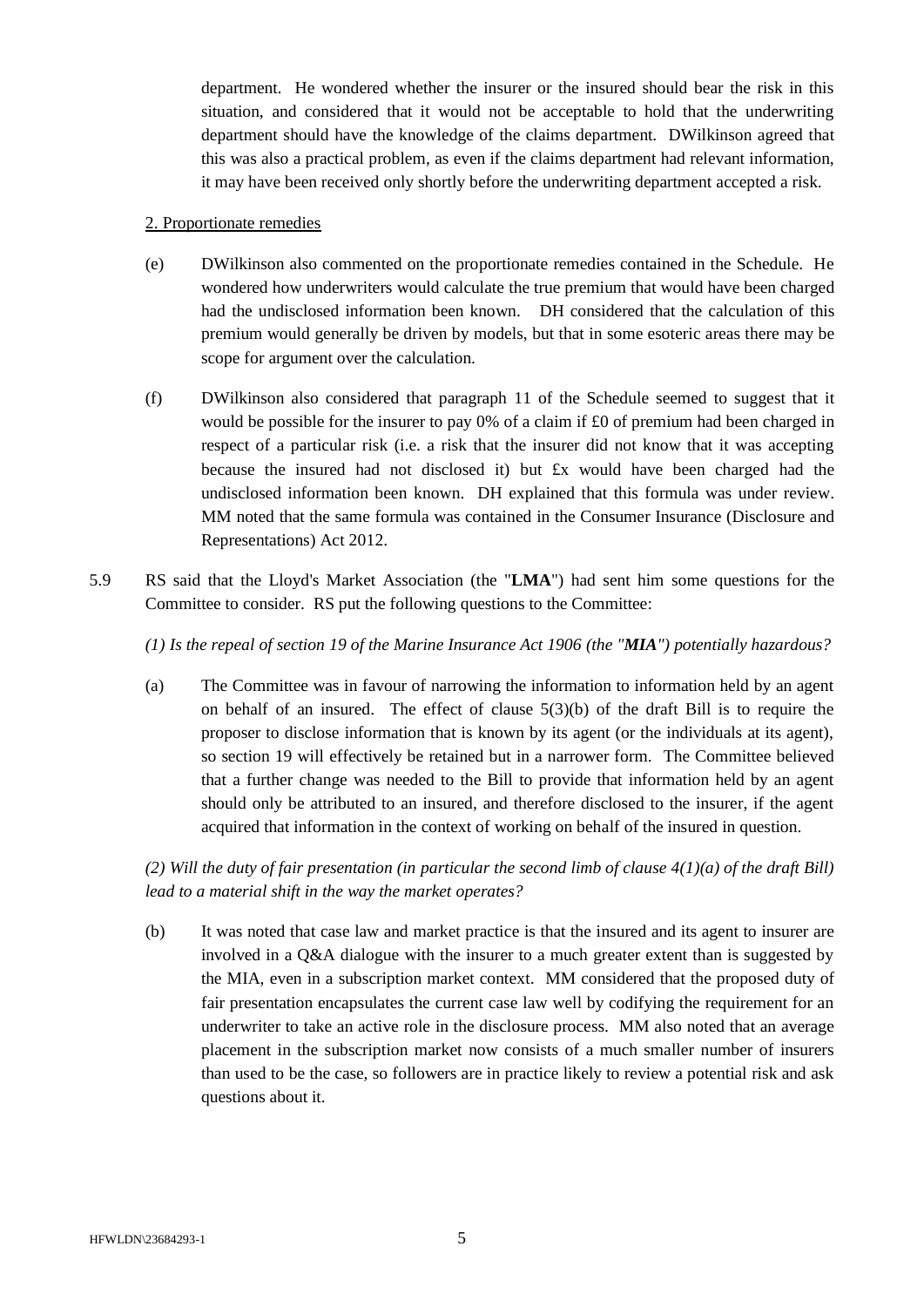department. He wondered whether the insurer or the insured should bear the risk in this situation, and considered that it would not be acceptable to hold that the underwriting department should have the knowledge of the claims department. DWilkinson agreed that this was also a practical problem, as even if the claims department had relevant information, it may have been received only shortly before the underwriting department accepted a risk.

2. Proportionate remedies

(e) DWilkinson also commented on the proportionate remedies contained in the Schedule. He wondered how underwriters would calculate the true premium that would have been charged had the undisclosed information been known. DH considered that the calculation of this premium would generally be driven by models, but that in some esoteric areas there may be scope for argument over the calculation.

(f) DWilkinson also considered that paragraph 11 of the Schedule seemed to suggest that it would be possible for the insurer to pay 0% of a claim if £0 of premium had been charged in respect of a particular risk (i.e. a risk that the insurer did not know that it was accepting because the insured had not disclosed it) but £x would have been charged had the undisclosed information been known. DH explained that this formula was under review. MM noted that the same formula was contained in the Consumer Insurance (Disclosure and Representations) Act 2012.

5.9 RS said that the Lloyd's Market Association (the "**LMA**") had sent him some questions for the Committee to consider. RS put the following questions to the Committee:

*(1) Is the repeal of section 19 of the Marine Insurance Act 1906 (the "**MIA**") potentially hazardous?*

(a) The Committee was in favour of narrowing the information to information held by an agent on behalf of an insured. The effect of clause 5(3)(b) of the draft Bill is to require the proposer to disclose information that is known by its agent (or the individuals at its agent), so section 19 will effectively be retained but in a narrower form. The Committee believed that a further change was needed to the Bill to provide that information held by an agent should only be attributed to an insured, and therefore disclosed to the insurer, if the agent acquired that information in the context of working on behalf of the insured in question.

*(2) Will the duty of fair presentation (in particular the second limb of clause 4(1)(a) of the draft Bill) lead to a material shift in the way the market operates?*

(b) It was noted that case law and market practice is that the insured and its agent to insurer are involved in a Q&A dialogue with the insurer to a much greater extent than is suggested by the MIA, even in a subscription market context. MM considered that the proposed duty of fair presentation encapsulates the current case law well by codifying the requirement for an underwriter to take an active role in the disclosure process. MM also noted that an average placement in the subscription market now consists of a much smaller number of insurers than used to be the case, so followers are in practice likely to review a potential risk and ask questions about it.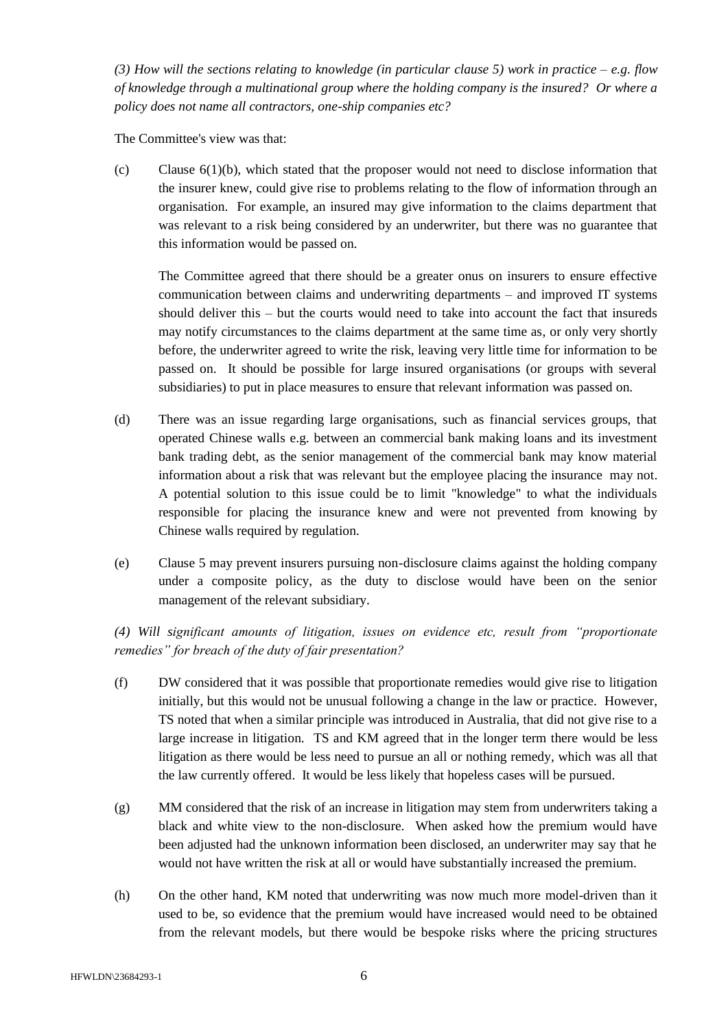*(3) How will the sections relating to knowledge (in particular clause 5) work in practice – e.g. flow of knowledge through a multinational group where the holding company is the insured? Or where a policy does not name all contractors, one-ship companies etc?*

The Committee's view was that:

(c) Clause 6(1)(b), which stated that the proposer would not need to disclose information that the insurer knew, could give rise to problems relating to the flow of information through an organisation. For example, an insured may give information to the claims department that was relevant to a risk being considered by an underwriter, but there was no guarantee that this information would be passed on.

The Committee agreed that there should be a greater onus on insurers to ensure effective communication between claims and underwriting departments – and improved IT systems should deliver this – but the courts would need to take into account the fact that insureds may notify circumstances to the claims department at the same time as, or only very shortly before, the underwriter agreed to write the risk, leaving very little time for information to be passed on. It should be possible for large insured organisations (or groups with several subsidiaries) to put in place measures to ensure that relevant information was passed on.

(d) There was an issue regarding large organisations, such as financial services groups, that operated Chinese walls e.g. between an commercial bank making loans and its investment bank trading debt, as the senior management of the commercial bank may know material information about a risk that was relevant but the employee placing the insurance may not. A potential solution to this issue could be to limit "knowledge" to what the individuals responsible for placing the insurance knew and were not prevented from knowing by Chinese walls required by regulation.

(e) Clause 5 may prevent insurers pursuing non-disclosure claims against the holding company under a composite policy, as the duty to disclose would have been on the senior management of the relevant subsidiary.

*(4) Will significant amounts of litigation, issues on evidence etc, result from "proportionate remedies" for breach of the duty of fair presentation?*

(f) DW considered that it was possible that proportionate remedies would give rise to litigation initially, but this would not be unusual following a change in the law or practice. However, TS noted that when a similar principle was introduced in Australia, that did not give rise to a large increase in litigation. TS and KM agreed that in the longer term there would be less litigation as there would be less need to pursue an all or nothing remedy, which was all that the law currently offered. It would be less likely that hopeless cases will be pursued.

(g) MM considered that the risk of an increase in litigation may stem from underwriters taking a black and white view to the non-disclosure. When asked how the premium would have been adjusted had the unknown information been disclosed, an underwriter may say that he would not have written the risk at all or would have substantially increased the premium.

(h) On the other hand, KM noted that underwriting was now much more model-driven than it used to be, so evidence that the premium would have increased would need to be obtained from the relevant models, but there would be bespoke risks where the pricing structures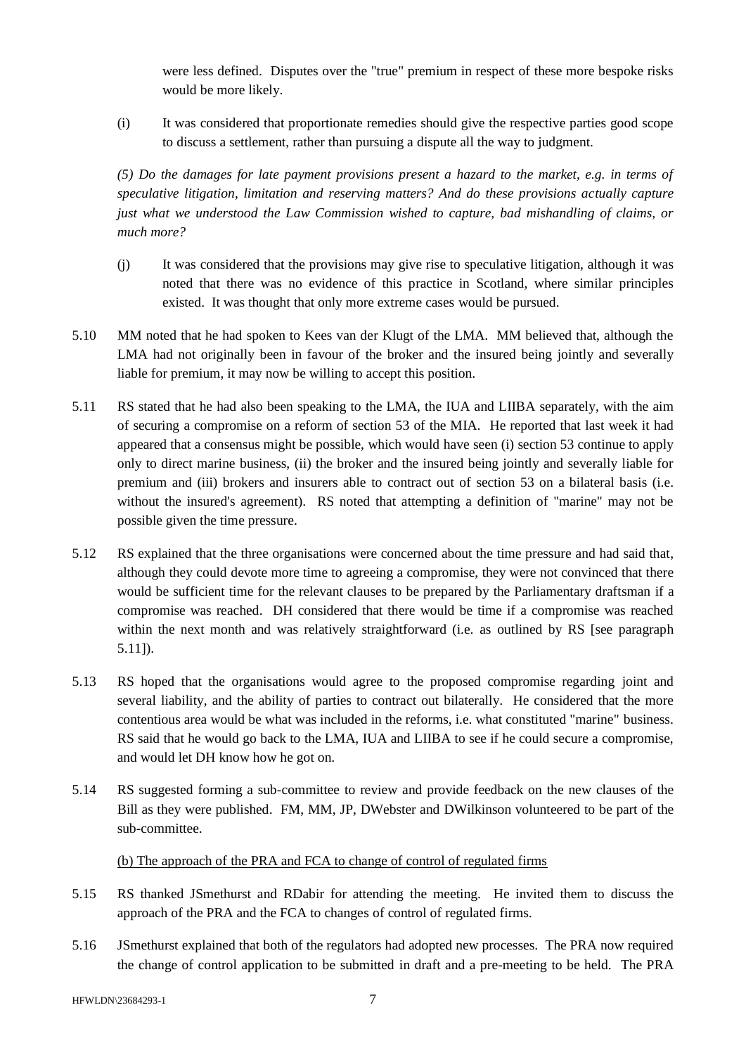were less defined. Disputes over the "true" premium in respect of these more bespoke risks would be more likely.

(i) It was considered that proportionate remedies should give the respective parties good scope to discuss a settlement, rather than pursuing a dispute all the way to judgment.

*(5) Do the damages for late payment provisions present a hazard to the market, e.g. in terms of speculative litigation, limitation and reserving matters? And do these provisions actually capture just what we understood the Law Commission wished to capture, bad mishandling of claims, or much more?*

(j) It was considered that the provisions may give rise to speculative litigation, although it was noted that there was no evidence of this practice in Scotland, where similar principles existed. It was thought that only more extreme cases would be pursued.

5.10 MM noted that he had spoken to Kees van der Klugt of the LMA. MM believed that, although the LMA had not originally been in favour of the broker and the insured being jointly and severally liable for premium, it may now be willing to accept this position.

5.11 RS stated that he had also been speaking to the LMA, the IUA and LIIBA separately, with the aim of securing a compromise on a reform of section 53 of the MIA. He reported that last week it had appeared that a consensus might be possible, which would have seen (i) section 53 continue to apply only to direct marine business, (ii) the broker and the insured being jointly and severally liable for premium and (iii) brokers and insurers able to contract out of section 53 on a bilateral basis (i.e. without the insured's agreement). RS noted that attempting a definition of "marine" may not be possible given the time pressure.

5.12 RS explained that the three organisations were concerned about the time pressure and had said that, although they could devote more time to agreeing a compromise, they were not convinced that there would be sufficient time for the relevant clauses to be prepared by the Parliamentary draftsman if a compromise was reached. DH considered that there would be time if a compromise was reached within the next month and was relatively straightforward (i.e. as outlined by RS [see paragraph 5.11]).

5.13 RS hoped that the organisations would agree to the proposed compromise regarding joint and several liability, and the ability of parties to contract out bilaterally. He considered that the more contentious area would be what was included in the reforms, i.e. what constituted "marine" business. RS said that he would go back to the LMA, IUA and LIIBA to see if he could secure a compromise, and would let DH know how he got on.

5.14 RS suggested forming a sub-committee to review and provide feedback on the new clauses of the Bill as they were published. FM, MM, JP, DWebster and DWilkinson volunteered to be part of the sub-committee.

(b) The approach of the PRA and FCA to change of control of regulated firms

5.15 RS thanked JSmethurst and RDabir for attending the meeting. He invited them to discuss the approach of the PRA and the FCA to changes of control of regulated firms.

5.16 JSmethurst explained that both of the regulators had adopted new processes. The PRA now required the change of control application to be submitted in draft and a pre-meeting to be held. The PRA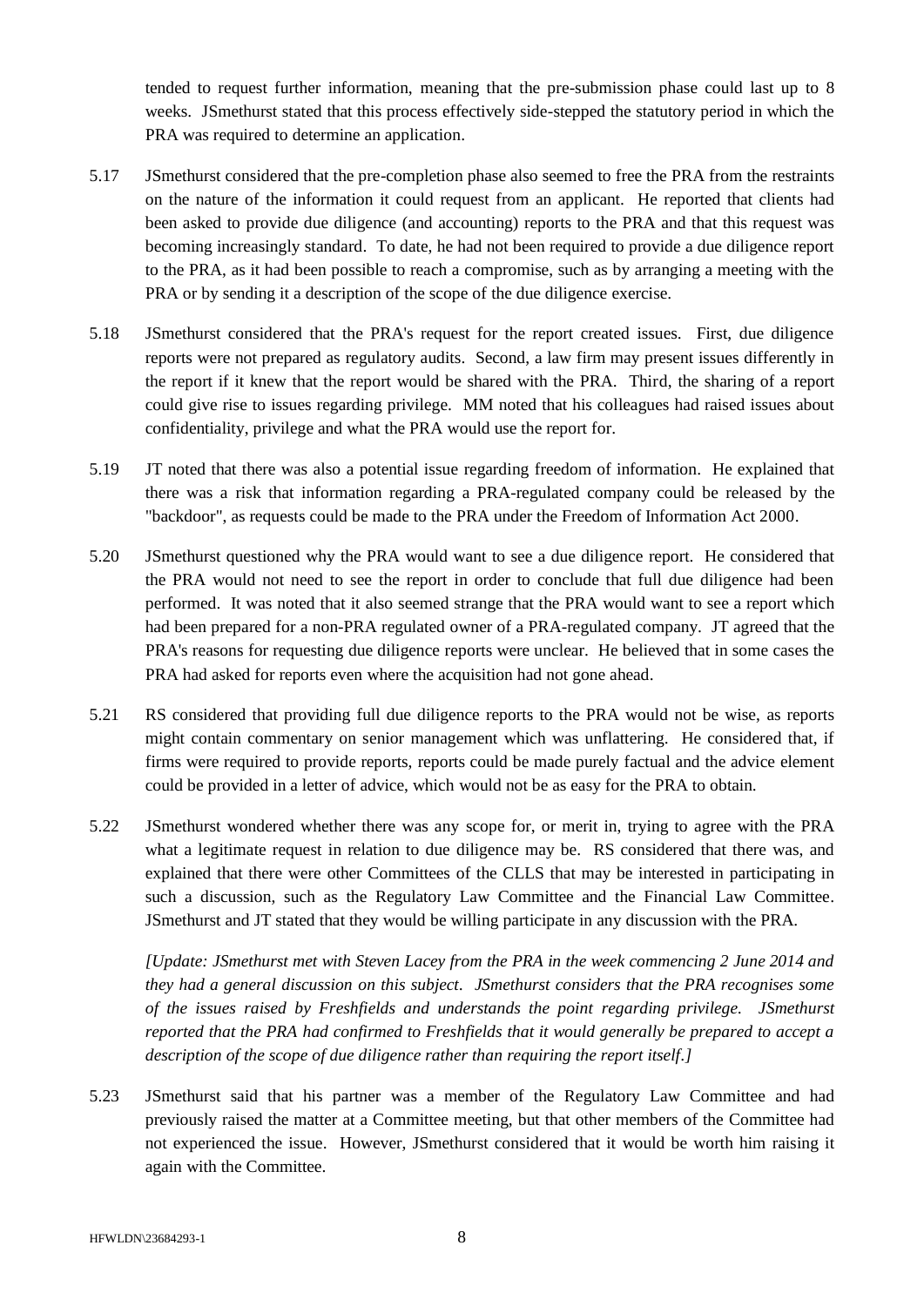tended to request further information, meaning that the pre-submission phase could last up to 8 weeks. JSmethurst stated that this process effectively side-stepped the statutory period in which the PRA was required to determine an application.

5.17 JSmethurst considered that the pre-completion phase also seemed to free the PRA from the restraints on the nature of the information it could request from an applicant. He reported that clients had been asked to provide due diligence (and accounting) reports to the PRA and that this request was becoming increasingly standard. To date, he had not been required to provide a due diligence report to the PRA, as it had been possible to reach a compromise, such as by arranging a meeting with the PRA or by sending it a description of the scope of the due diligence exercise.

5.18 JSmethurst considered that the PRA's request for the report created issues. First, due diligence reports were not prepared as regulatory audits. Second, a law firm may present issues differently in the report if it knew that the report would be shared with the PRA. Third, the sharing of a report could give rise to issues regarding privilege. MM noted that his colleagues had raised issues about confidentiality, privilege and what the PRA would use the report for.

5.19 JT noted that there was also a potential issue regarding freedom of information. He explained that there was a risk that information regarding a PRA-regulated company could be released by the "backdoor", as requests could be made to the PRA under the Freedom of Information Act 2000.

5.20 JSmethurst questioned why the PRA would want to see a due diligence report. He considered that the PRA would not need to see the report in order to conclude that full due diligence had been performed. It was noted that it also seemed strange that the PRA would want to see a report which had been prepared for a non-PRA regulated owner of a PRA-regulated company. JT agreed that the PRA's reasons for requesting due diligence reports were unclear. He believed that in some cases the PRA had asked for reports even where the acquisition had not gone ahead.

5.21 RS considered that providing full due diligence reports to the PRA would not be wise, as reports might contain commentary on senior management which was unflattering. He considered that, if firms were required to provide reports, reports could be made purely factual and the advice element could be provided in a letter of advice, which would not be as easy for the PRA to obtain.

5.22 JSmethurst wondered whether there was any scope for, or merit in, trying to agree with the PRA what a legitimate request in relation to due diligence may be. RS considered that there was, and explained that there were other Committees of the CLLS that may be interested in participating in such a discussion, such as the Regulatory Law Committee and the Financial Law Committee. JSmethurst and JT stated that they would be willing participate in any discussion with the PRA.

*[Update: JSmethurst met with Steven Lacey from the PRA in the week commencing 2 June 2014 and they had a general discussion on this subject. JSmethurst considers that the PRA recognises some of the issues raised by Freshfields and understands the point regarding privilege. JSmethurst reported that the PRA had confirmed to Freshfields that it would generally be prepared to accept a description of the scope of due diligence rather than requiring the report itself.]*

5.23 JSmethurst said that his partner was a member of the Regulatory Law Committee and had previously raised the matter at a Committee meeting, but that other members of the Committee had not experienced the issue. However, JSmethurst considered that it would be worth him raising it again with the Committee.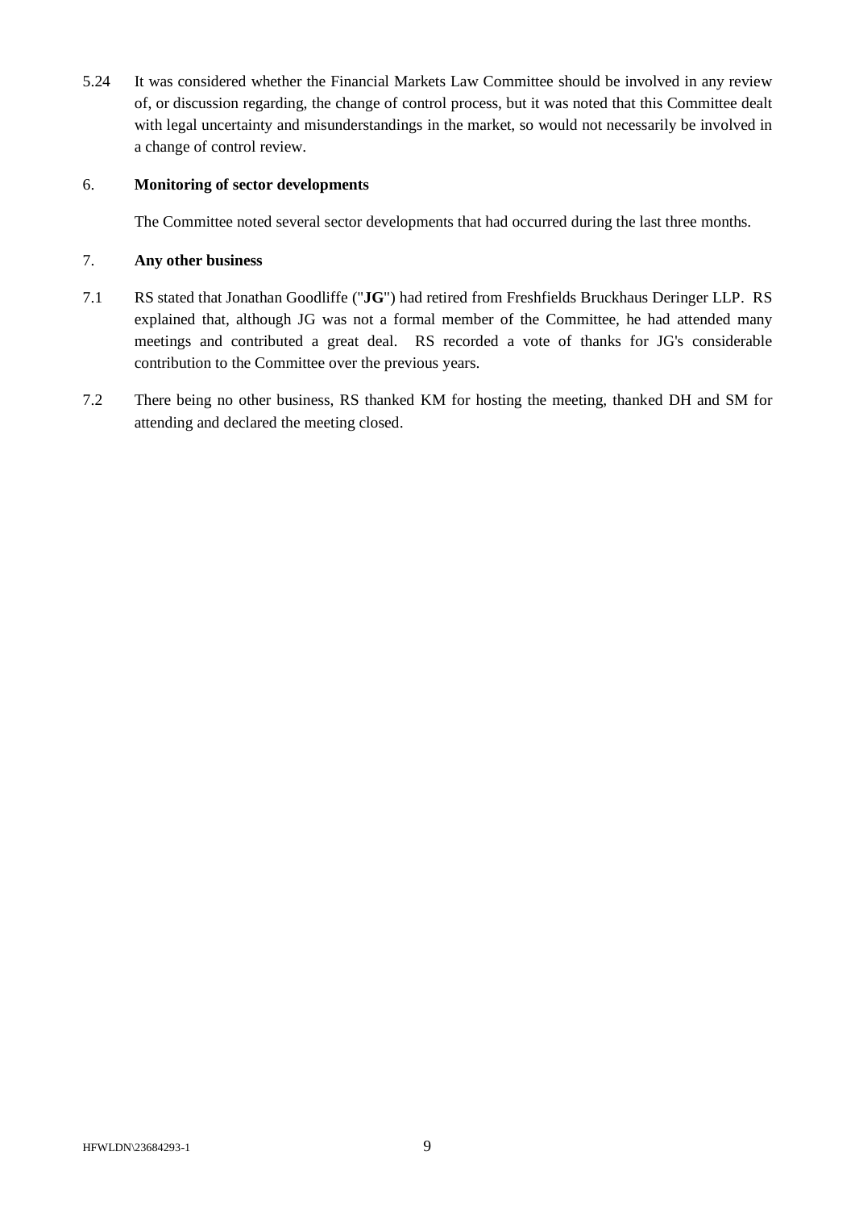5.24 It was considered whether the Financial Markets Law Committee should be involved in any review of, or discussion regarding, the change of control process, but it was noted that this Committee dealt with legal uncertainty and misunderstandings in the market, so would not necessarily be involved in a change of control review.

## 6. **Monitoring of sector developments**

The Committee noted several sector developments that had occurred during the last three months.

## 7. **Any other business**

7.1 RS stated that Jonathan Goodliffe ("**JG**") had retired from Freshfields Bruckhaus Deringer LLP. RS explained that, although JG was not a formal member of the Committee, he had attended many meetings and contributed a great deal. RS recorded a vote of thanks for JG's considerable contribution to the Committee over the previous years.

7.2 There being no other business, RS thanked KM for hosting the meeting, thanked DH and SM for attending and declared the meeting closed.

HFWLDN\23684293-1